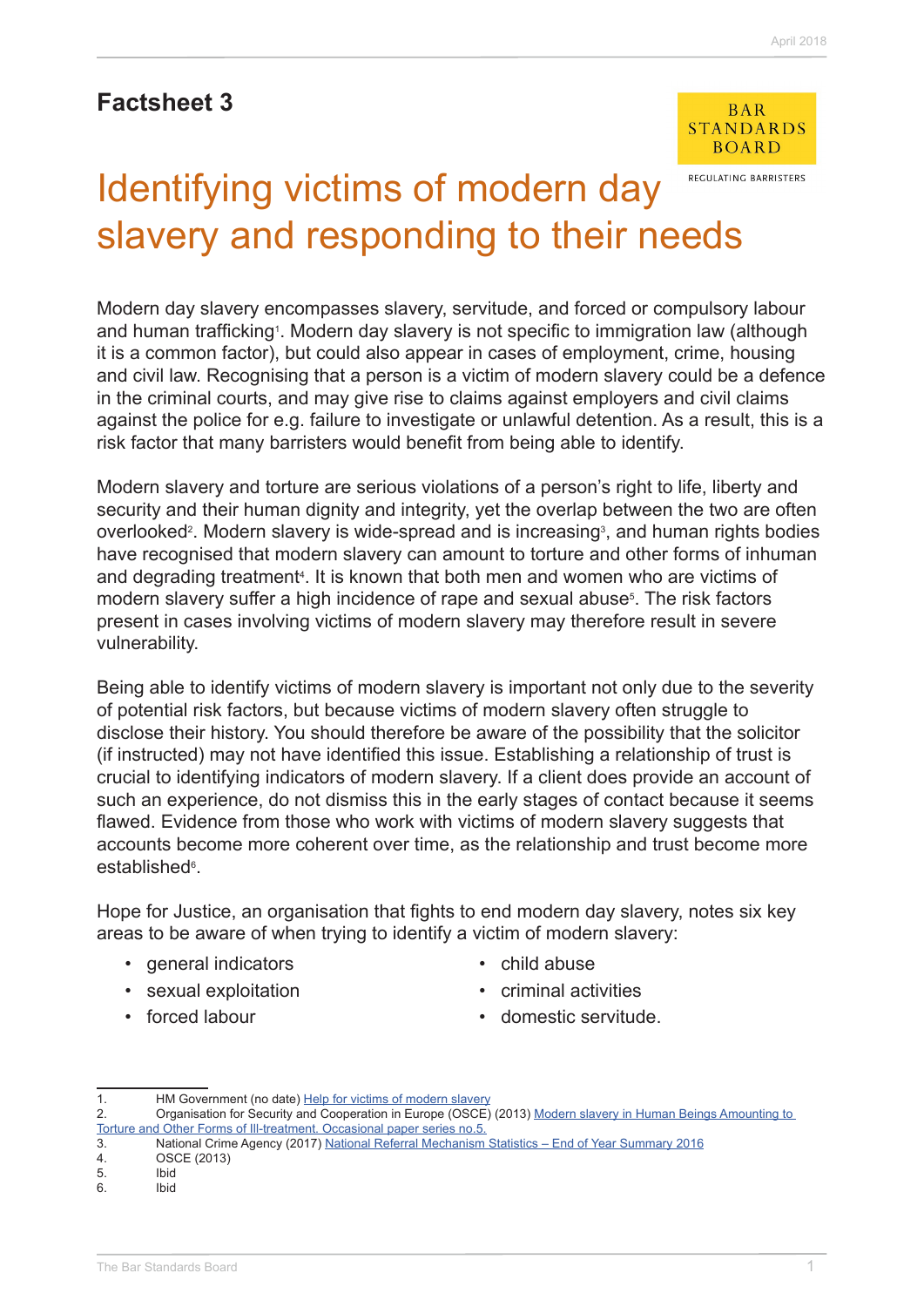**Factsheet 3**

# Identifying victims of modern day slavery and responding to their needs

Modern day slavery encompasses slavery, servitude, and forced or compulsory labour and human trafficking[1]. Modern day slavery is not specific to immigration law (although it is a common factor), but could also appear in cases of employment, crime, housing and civil law. Recognising that a person is a victim of modern slavery could be a defence in the criminal courts, and may give rise to claims against employers and civil claims against the police for e.g. failure to investigate or unlawful detention. As a result, this is a risk factor that many barristers would benefit from being able to identify.

Modern slavery and torture are serious violations of a person's right to life, liberty and security and their human dignity and integrity, yet the overlap between the two are often overlooked[2]. Modern slavery is wide-spread and is increasing[3], and human rights bodies have recognised that modern slavery can amount to torture and other forms of inhuman and degrading treatment[4]. It is known that both men and women who are victims of modern slavery suffer a high incidence of rape and sexual abuse[5]. The risk factors present in cases involving victims of modern slavery may therefore result in severe vulnerability.

Being able to identify victims of modern slavery is important not only due to the severity of potential risk factors, but because victims of modern slavery often struggle to disclose their history. You should therefore be aware of the possibility that the solicitor (if instructed) may not have identified this issue. Establishing a relationship of trust is crucial to identifying indicators of modern slavery. If a client does provide an account of such an experience, do not dismiss this in the early stages of contact because it seems flawed. Evidence from those who work with victims of modern slavery suggests that accounts become more coherent over time, as the relationship and trust become more established[6].

Hope for Justice, an organisation that fights to end modern day slavery, notes six key areas to be aware of when trying to identify a victim of modern slavery:

- general indicators
- sexual exploitation
- forced labour
- child abuse
- criminal activities
- domestic servitude.

---

1. HM Government (no date) Help for victims of modern slavery
2. Organisation for Security and Cooperation in Europe (OSCE) (2013) Modern slavery in Human Beings Amounting to Torture and Other Forms of Ill-treatment. Occasional paper series no.5.
3. National Crime Agency (2017) National Referral Mechanism Statistics – End of Year Summary 2016
4. OSCE (2013)
5. Ibid
6. Ibid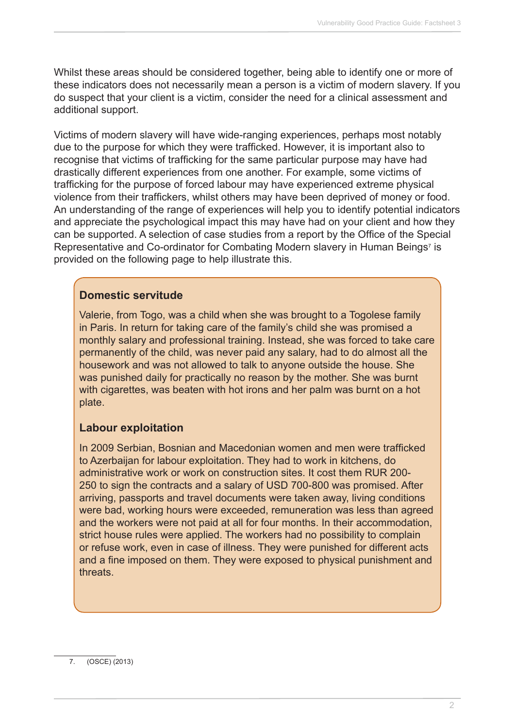Whilst these areas should be considered together, being able to identify one or more of these indicators does not necessarily mean a person is a victim of modern slavery. If you do suspect that your client is a victim, consider the need for a clinical assessment and additional support.

Victims of modern slavery will have wide-ranging experiences, perhaps most notably due to the purpose for which they were trafficked. However, it is important also to recognise that victims of trafficking for the same particular purpose may have had drastically different experiences from one another. For example, some victims of trafficking for the purpose of forced labour may have experienced extreme physical violence from their traffickers, whilst others may have been deprived of money or food. An understanding of the range of experiences will help you to identify potential indicators and appreciate the psychological impact this may have had on your client and how they can be supported. A selection of case studies from a report by the Office of the Special Representative and Co-ordinator for Combating Modern slavery in Human Beings[7] is provided on the following page to help illustrate this.

### Domestic servitude

Valerie, from Togo, was a child when she was brought to a Togolese family in Paris. In return for taking care of the family's child she was promised a monthly salary and professional training. Instead, she was forced to take care permanently of the child, was never paid any salary, had to do almost all the housework and was not allowed to talk to anyone outside the house. She was punished daily for practically no reason by the mother. She was burnt with cigarettes, was beaten with hot irons and her palm was burnt on a hot plate.

### Labour exploitation

In 2009 Serbian, Bosnian and Macedonian women and men were trafficked to Azerbaijan for labour exploitation. They had to work in kitchens, do administrative work or work on construction sites. It cost them RUR 200-250 to sign the contracts and a salary of USD 700-800 was promised. After arriving, passports and travel documents were taken away, living conditions were bad, working hours were exceeded, remuneration was less than agreed and the workers were not paid at all for four months. In their accommodation, strict house rules were applied. The workers had no possibility to complain or refuse work, even in case of illness. They were punished for different acts and a fine imposed on them. They were exposed to physical punishment and threats.

7. (OSCE) (2013)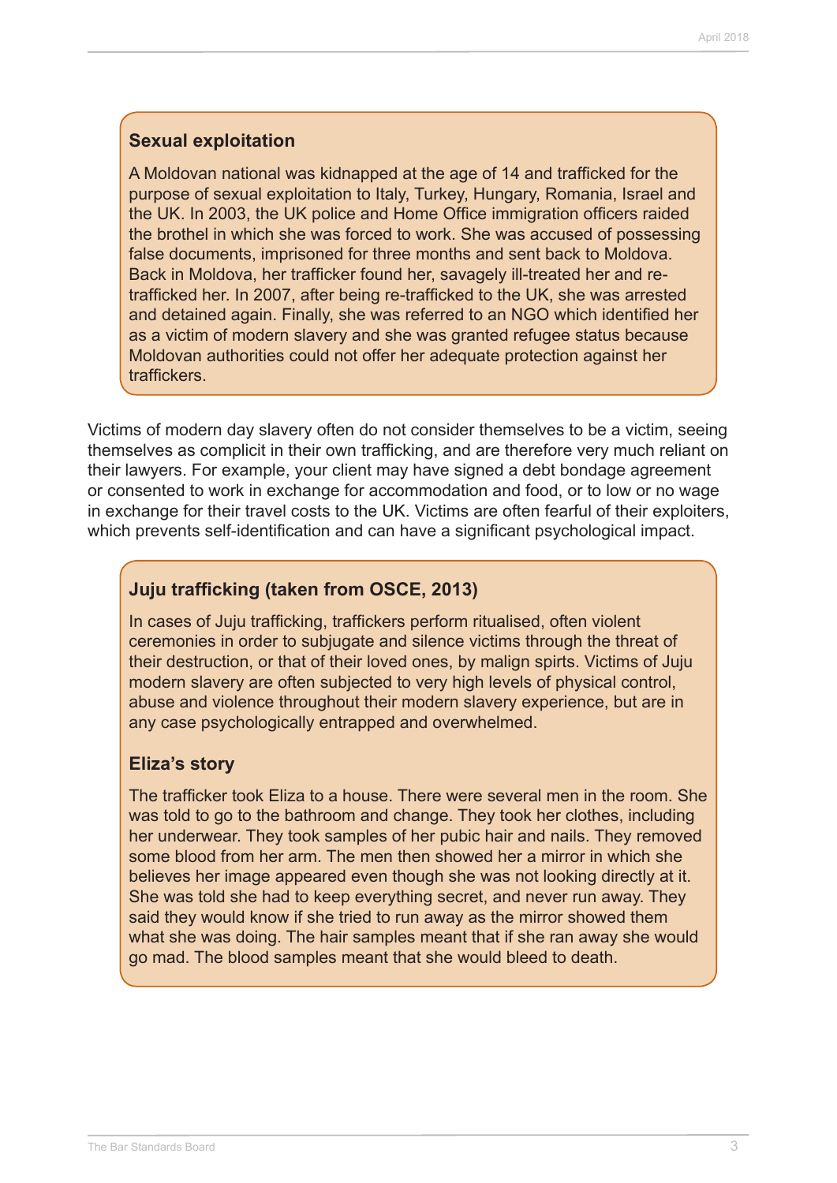### Sexual exploitation

A Moldovan national was kidnapped at the age of 14 and trafficked for the purpose of sexual exploitation to Italy, Turkey, Hungary, Romania, Israel and the UK. In 2003, the UK police and Home Office immigration officers raided the brothel in which she was forced to work. She was accused of possessing false documents, imprisoned for three months and sent back to Moldova. Back in Moldova, her trafficker found her, savagely ill-treated her and re-trafficked her. In 2007, after being re-trafficked to the UK, she was arrested and detained again. Finally, she was referred to an NGO which identified her as a victim of modern slavery and she was granted refugee status because Moldovan authorities could not offer her adequate protection against her traffickers.

Victims of modern day slavery often do not consider themselves to be a victim, seeing themselves as complicit in their own trafficking, and are therefore very much reliant on their lawyers. For example, your client may have signed a debt bondage agreement or consented to work in exchange for accommodation and food, or to low or no wage in exchange for their travel costs to the UK. Victims are often fearful of their exploiters, which prevents self-identification and can have a significant psychological impact.

### Juju trafficking (taken from OSCE, 2013)

In cases of Juju trafficking, traffickers perform ritualised, often violent ceremonies in order to subjugate and silence victims through the threat of their destruction, or that of their loved ones, by malign spirts. Victims of Juju modern slavery are often subjected to very high levels of physical control, abuse and violence throughout their modern slavery experience, but are in any case psychologically entrapped and overwhelmed.

### Eliza's story

The trafficker took Eliza to a house. There were several men in the room. She was told to go to the bathroom and change. They took her clothes, including her underwear. They took samples of her pubic hair and nails. They removed some blood from her arm. The men then showed her a mirror in which she believes her image appeared even though she was not looking directly at it. She was told she had to keep everything secret, and never run away. They said they would know if she tried to run away as the mirror showed them what she was doing. The hair samples meant that if she ran away she would go mad. The blood samples meant that she would bleed to death.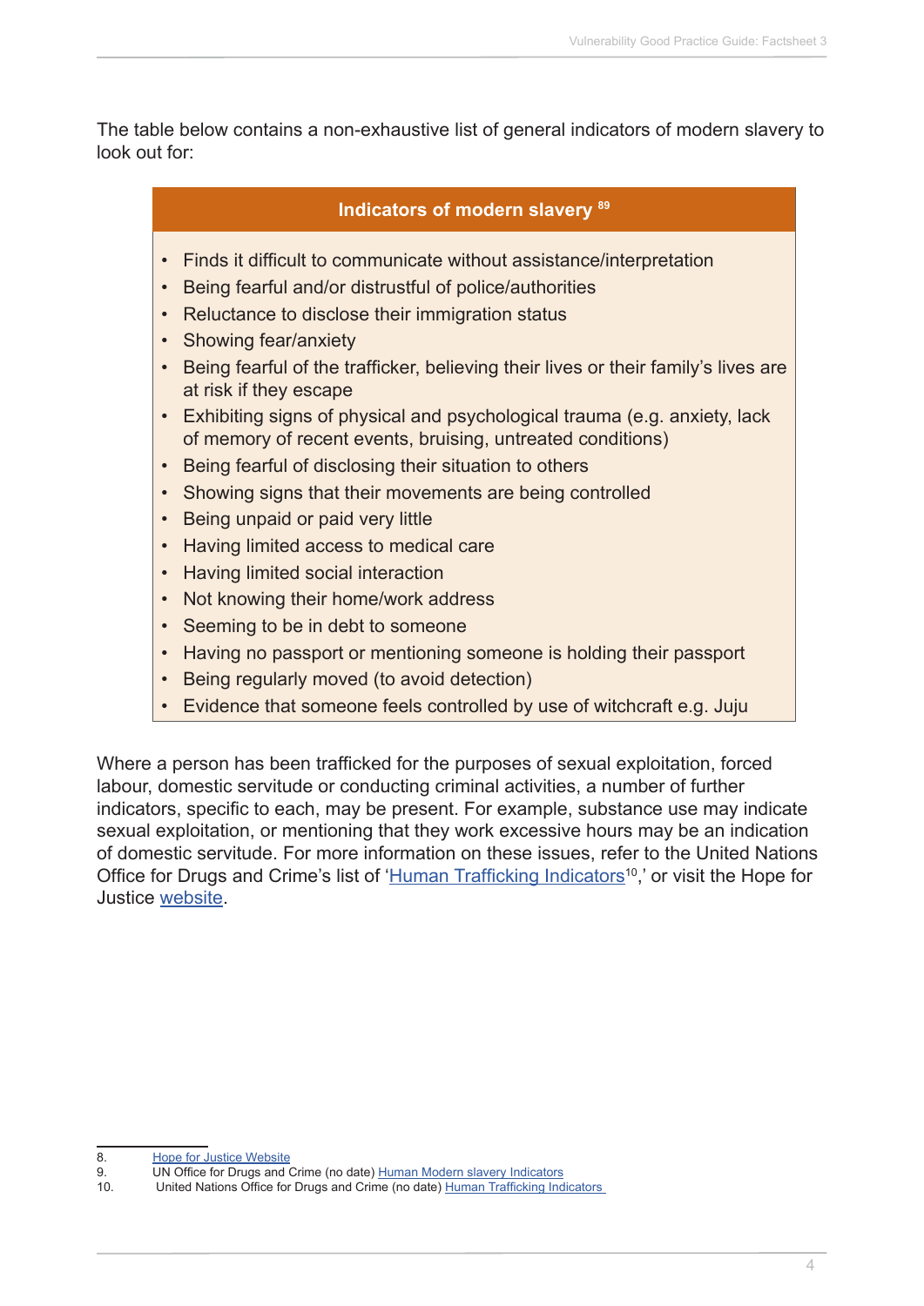The table below contains a non-exhaustive list of general indicators of modern slavery to look out for:

| Indicators of modern slavery [8][9] |
|---|
| • Finds it difficult to communicate without assistance/interpretation<br>• Being fearful and/or distrustful of police/authorities<br>• Reluctance to disclose their immigration status<br>• Showing fear/anxiety<br>• Being fearful of the trafficker, believing their lives or their family's lives are at risk if they escape<br>• Exhibiting signs of physical and psychological trauma (e.g. anxiety, lack of memory of recent events, bruising, untreated conditions)<br>• Being fearful of disclosing their situation to others<br>• Showing signs that their movements are being controlled<br>• Being unpaid or paid very little<br>• Having limited access to medical care<br>• Having limited social interaction<br>• Not knowing their home/work address<br>• Seeming to be in debt to someone<br>• Having no passport or mentioning someone is holding their passport<br>• Being regularly moved (to avoid detection)<br>• Evidence that someone feels controlled by use of witchcraft e.g. Juju |

Where a person has been trafficked for the purposes of sexual exploitation, forced labour, domestic servitude or conducting criminal activities, a number of further indicators, specific to each, may be present. For example, substance use may indicate sexual exploitation, or mentioning that they work excessive hours may be an indication of domestic servitude. For more information on these issues, refer to the United Nations Office for Drugs and Crime's list of 'Human Trafficking Indicators[10],' or visit the Hope for Justice website.

---

8. Hope for Justice Website
9. UN Office for Drugs and Crime (no date) Human Modern slavery Indicators
10. United Nations Office for Drugs and Crime (no date) Human Trafficking Indicators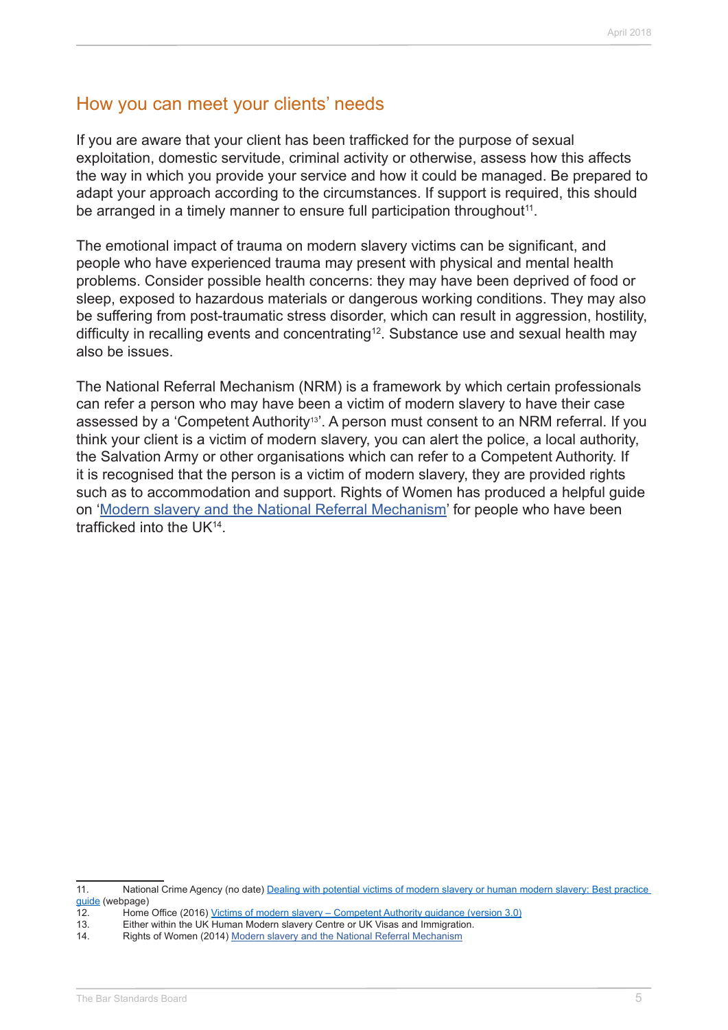## How you can meet your clients' needs

If you are aware that your client has been trafficked for the purpose of sexual exploitation, domestic servitude, criminal activity or otherwise, assess how this affects the way in which you provide your service and how it could be managed. Be prepared to adapt your approach according to the circumstances. If support is required, this should be arranged in a timely manner to ensure full participation throughout[11].

The emotional impact of trauma on modern slavery victims can be significant, and people who have experienced trauma may present with physical and mental health problems. Consider possible health concerns: they may have been deprived of food or sleep, exposed to hazardous materials or dangerous working conditions. They may also be suffering from post-traumatic stress disorder, which can result in aggression, hostility, difficulty in recalling events and concentrating[12]. Substance use and sexual health may also be issues.

The National Referral Mechanism (NRM) is a framework by which certain professionals can refer a person who may have been a victim of modern slavery to have their case assessed by a 'Competent Authority[13]'. A person must consent to an NRM referral. If you think your client is a victim of modern slavery, you can alert the police, a local authority, the Salvation Army or other organisations which can refer to a Competent Authority. If it is recognised that the person is a victim of modern slavery, they are provided rights such as to accommodation and support. Rights of Women has produced a helpful guide on 'Modern slavery and the National Referral Mechanism' for people who have been trafficked into the UK[14].

---

11. National Crime Agency (no date) Dealing with potential victims of modern slavery or human modern slavery: Best practice guide (webpage)
12. Home Office (2016) Victims of modern slavery – Competent Authority guidance (version 3.0)
13. Either within the UK Human Modern slavery Centre or UK Visas and Immigration.
14. Rights of Women (2014) Modern slavery and the National Referral Mechanism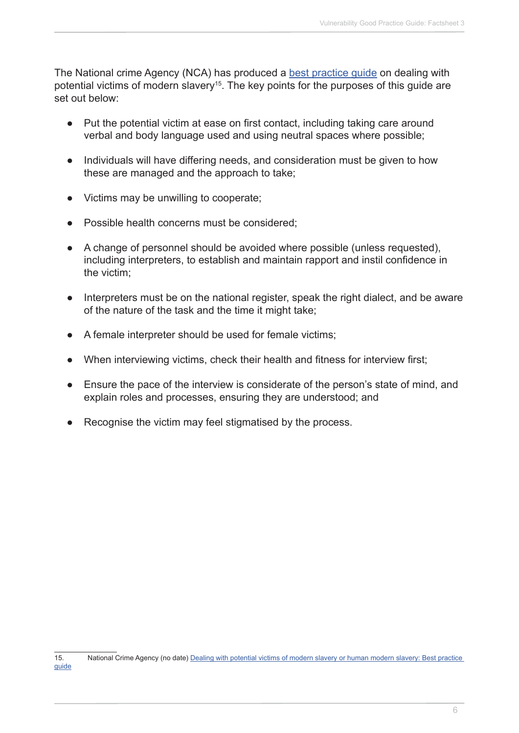The National crime Agency (NCA) has produced a best practice guide on dealing with potential victims of modern slavery[15]. The key points for the purposes of this guide are set out below:

- Put the potential victim at ease on first contact, including taking care around verbal and body language used and using neutral spaces where possible;
- Individuals will have differing needs, and consideration must be given to how these are managed and the approach to take;
- Victims may be unwilling to cooperate;
- Possible health concerns must be considered;
- A change of personnel should be avoided where possible (unless requested), including interpreters, to establish and maintain rapport and instil confidence in the victim;
- Interpreters must be on the national register, speak the right dialect, and be aware of the nature of the task and the time it might take;
- A female interpreter should be used for female victims;
- When interviewing victims, check their health and fitness for interview first;
- Ensure the pace of the interview is considerate of the person's state of mind, and explain roles and processes, ensuring they are understood; and
- Recognise the victim may feel stigmatised by the process.

---

15. National Crime Agency (no date) Dealing with potential victims of modern slavery or human modern slavery: Best practice guide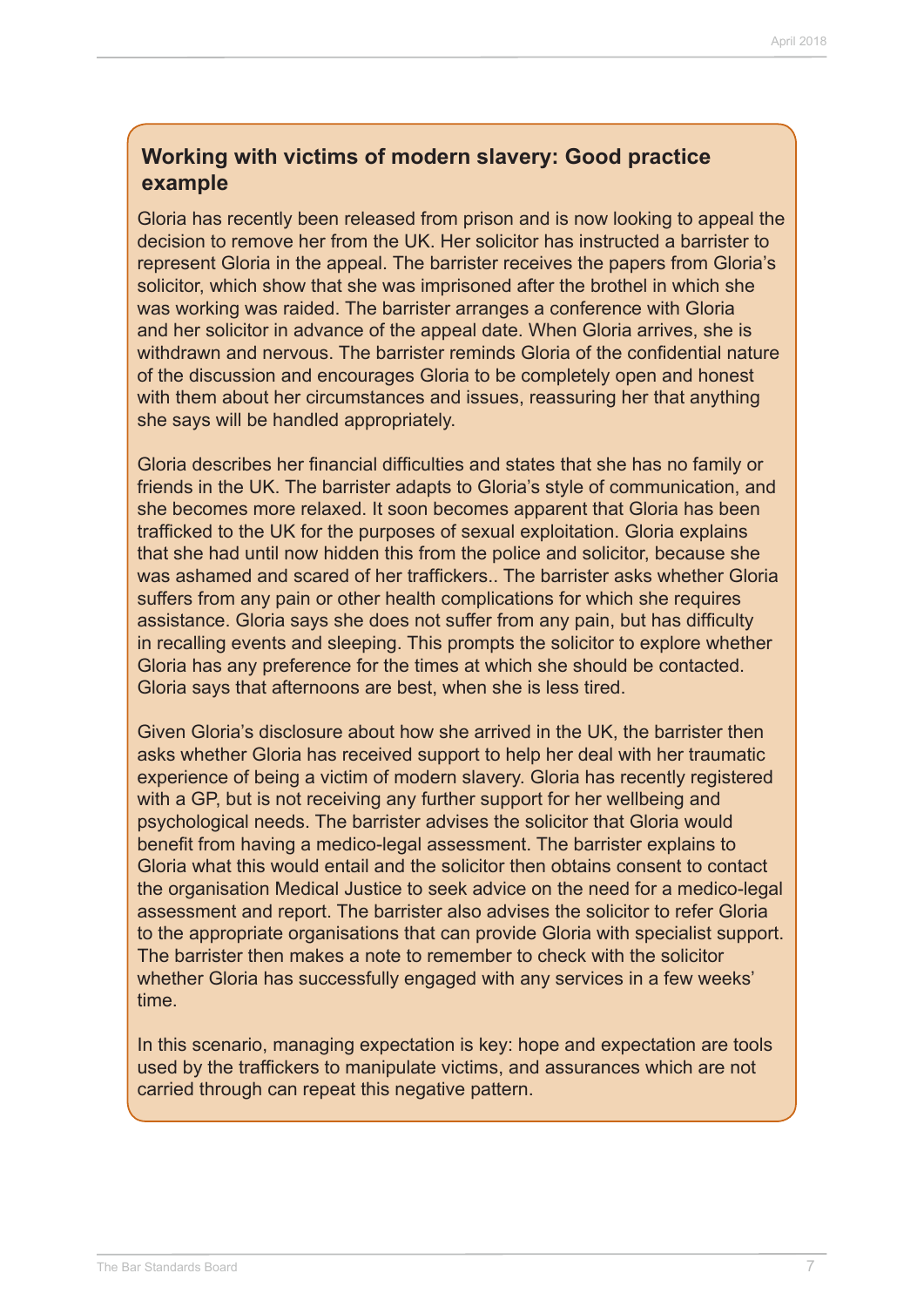## Working with victims of modern slavery: Good practice example

Gloria has recently been released from prison and is now looking to appeal the decision to remove her from the UK. Her solicitor has instructed a barrister to represent Gloria in the appeal. The barrister receives the papers from Gloria's solicitor, which show that she was imprisoned after the brothel in which she was working was raided. The barrister arranges a conference with Gloria and her solicitor in advance of the appeal date. When Gloria arrives, she is withdrawn and nervous. The barrister reminds Gloria of the confidential nature of the discussion and encourages Gloria to be completely open and honest with them about her circumstances and issues, reassuring her that anything she says will be handled appropriately.

Gloria describes her financial difficulties and states that she has no family or friends in the UK. The barrister adapts to Gloria's style of communication, and she becomes more relaxed. It soon becomes apparent that Gloria has been trafficked to the UK for the purposes of sexual exploitation. Gloria explains that she had until now hidden this from the police and solicitor, because she was ashamed and scared of her traffickers.. The barrister asks whether Gloria suffers from any pain or other health complications for which she requires assistance. Gloria says she does not suffer from any pain, but has difficulty in recalling events and sleeping. This prompts the solicitor to explore whether Gloria has any preference for the times at which she should be contacted. Gloria says that afternoons are best, when she is less tired.

Given Gloria's disclosure about how she arrived in the UK, the barrister then asks whether Gloria has received support to help her deal with her traumatic experience of being a victim of modern slavery. Gloria has recently registered with a GP, but is not receiving any further support for her wellbeing and psychological needs. The barrister advises the solicitor that Gloria would benefit from having a medico-legal assessment. The barrister explains to Gloria what this would entail and the solicitor then obtains consent to contact the organisation Medical Justice to seek advice on the need for a medico-legal assessment and report. The barrister also advises the solicitor to refer Gloria to the appropriate organisations that can provide Gloria with specialist support. The barrister then makes a note to remember to check with the solicitor whether Gloria has successfully engaged with any services in a few weeks' time.

In this scenario, managing expectation is key: hope and expectation are tools used by the traffickers to manipulate victims, and assurances which are not carried through can repeat this negative pattern.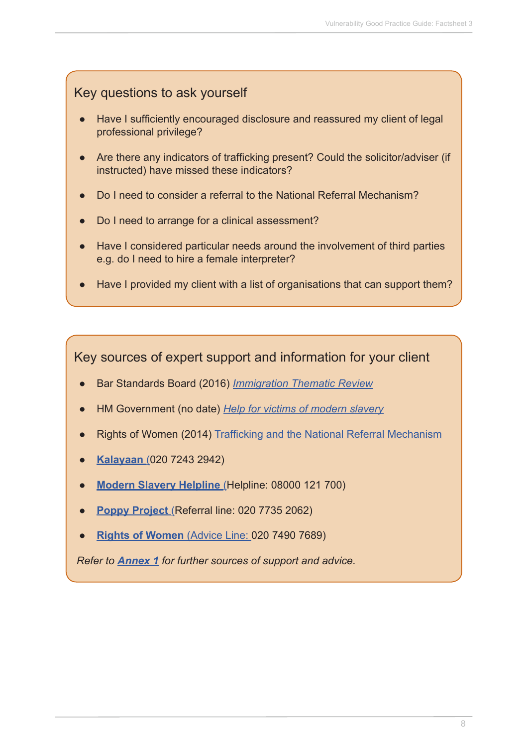## Key questions to ask yourself

- Have I sufficiently encouraged disclosure and reassured my client of legal professional privilege?
- Are there any indicators of trafficking present? Could the solicitor/adviser (if instructed) have missed these indicators?
- Do I need to consider a referral to the National Referral Mechanism?
- Do I need to arrange for a clinical assessment?
- Have I considered particular needs around the involvement of third parties e.g. do I need to hire a female interpreter?
- Have I provided my client with a list of organisations that can support them?

## Key sources of expert support and information for your client

- Bar Standards Board (2016) *Immigration Thematic Review*
- HM Government (no date) *Help for victims of modern slavery*
- Rights of Women (2014) Trafficking and the National Referral Mechanism
- **Kalayaan** (020 7243 2942)
- **Modern Slavery Helpline** (Helpline: 08000 121 700)
- **Poppy Project** (Referral line: 020 7735 2062)
- **Rights of Women** (Advice Line: 020 7490 7689)

*Refer to* ***Annex 1*** *for further sources of support and advice.*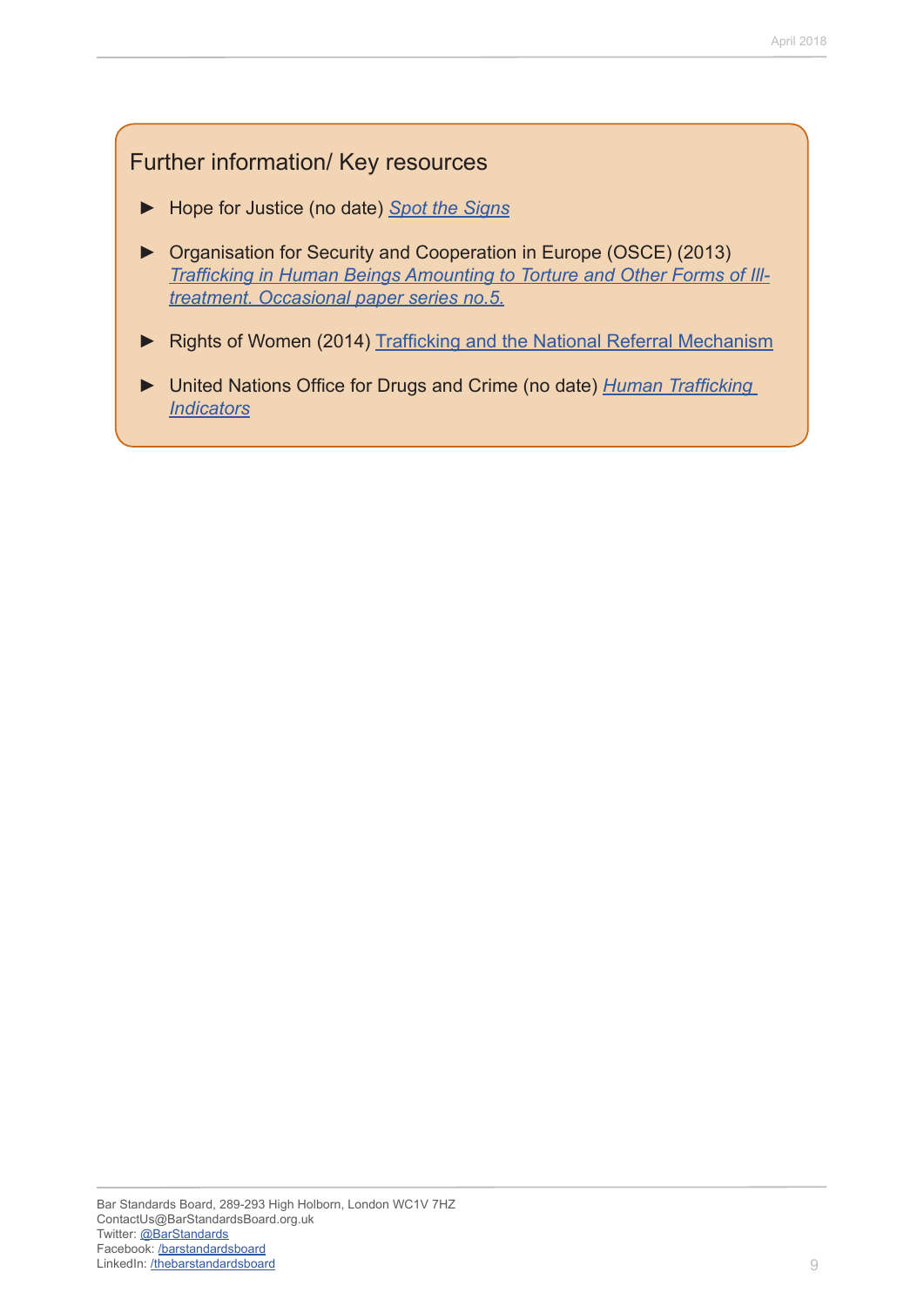## Further information/ Key resources

- Hope for Justice (no date) *Spot the Signs*
- Organisation for Security and Cooperation in Europe (OSCE) (2013) *Trafficking in Human Beings Amounting to Torture and Other Forms of Ill-treatment. Occasional paper series no.5.*
- Rights of Women (2014) Trafficking and the National Referral Mechanism
- United Nations Office for Drugs and Crime (no date) *Human Trafficking Indicators*

Bar Standards Board, 289-293 High Holborn, London WC1V 7HZ
ContactUs@BarStandardsBoard.org.uk
Twitter: @BarStandards
Facebook: /barstandardsboard
LinkedIn: /thebarstandardsboard